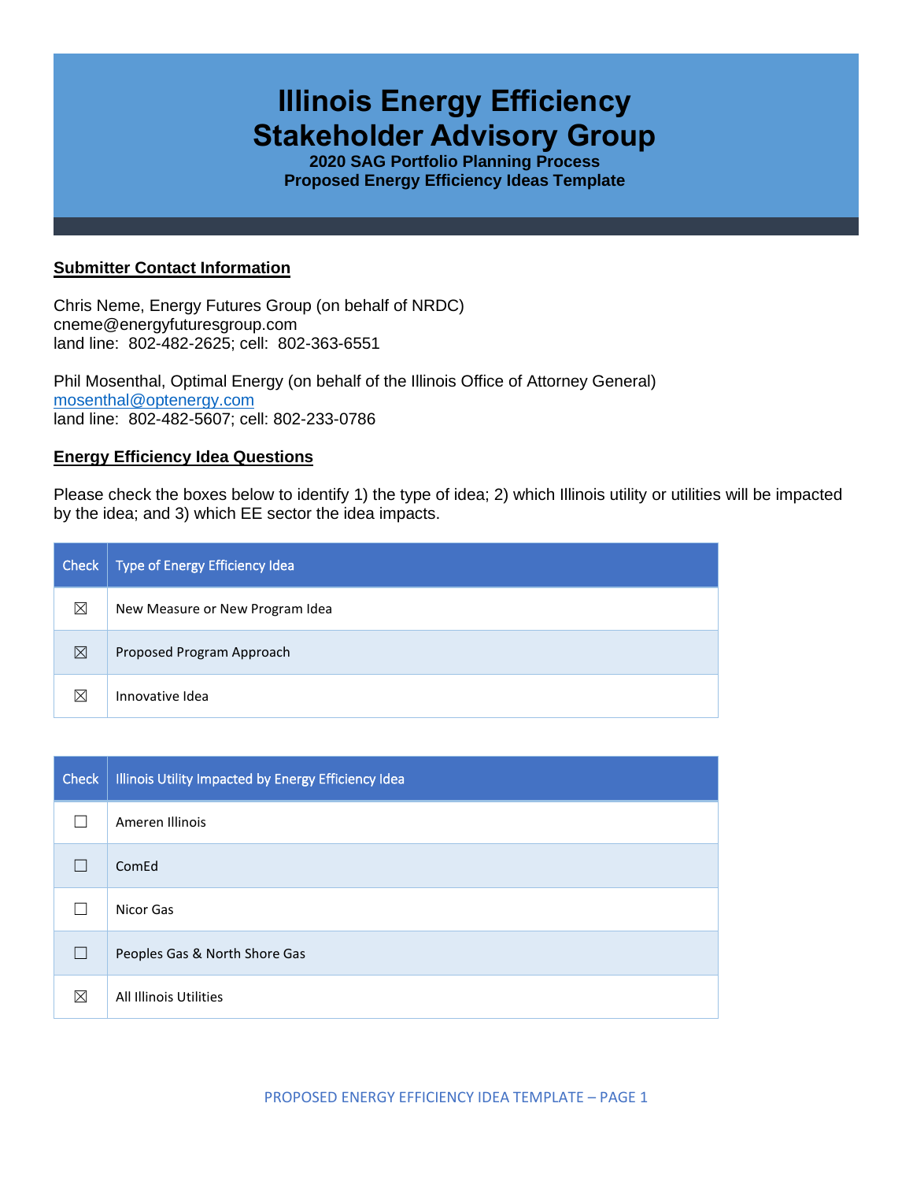# Illinois Energy Efficiency Stakeholder Advisory Group

**2020 SAG Portfolio Planning Process**
**Proposed Energy Efficiency Ideas Template**

## Submitter Contact Information

Chris Neme, Energy Futures Group (on behalf of NRDC)
cneme@energyfuturesgroup.com
land line: 802-482-2625; cell: 802-363-6551

Phil Mosenthal, Optimal Energy (on behalf of the Illinois Office of Attorney General)
mosenthal@optenergy.com
land line: 802-482-5607; cell: 802-233-0786

## Energy Efficiency Idea Questions

Please check the boxes below to identify 1) the type of idea; 2) which Illinois utility or utilities will be impacted by the idea; and 3) which EE sector the idea impacts.

| Check | Type of Energy Efficiency Idea |
|---|---|
| ☒ | New Measure or New Program Idea |
| ☒ | Proposed Program Approach |
| ☒ | Innovative Idea |

| Check | Illinois Utility Impacted by Energy Efficiency Idea |
|---|---|
| ☐ | Ameren Illinois |
| ☐ | ComEd |
| ☐ | Nicor Gas |
| ☐ | Peoples Gas & North Shore Gas |
| ☒ | All Illinois Utilities |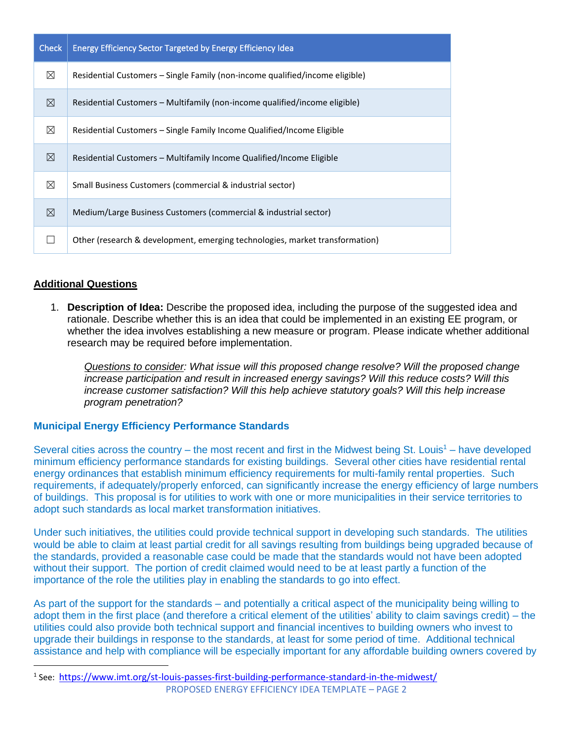| Check | Energy Efficiency Sector Targeted by Energy Efficiency Idea |
|---|---|
| ☒ | Residential Customers – Single Family (non-income qualified/income eligible) |
| ☒ | Residential Customers – Multifamily (non-income qualified/income eligible) |
| ☒ | Residential Customers – Single Family Income Qualified/Income Eligible |
| ☒ | Residential Customers – Multifamily Income Qualified/Income Eligible |
| ☒ | Small Business Customers (commercial & industrial sector) |
| ☒ | Medium/Large Business Customers (commercial & industrial sector) |
| ☐ | Other (research & development, emerging technologies, market transformation) |

## Additional Questions

1. **Description of Idea:** Describe the proposed idea, including the purpose of the suggested idea and rationale. Describe whether this is an idea that could be implemented in an existing EE program, or whether the idea involves establishing a new measure or program. Please indicate whether additional research may be required before implementation.

   *Questions to consider: What issue will this proposed change resolve? Will the proposed change increase participation and result in increased energy savings? Will this reduce costs? Will this increase customer satisfaction? Will this help achieve statutory goals? Will this help increase program penetration?*

### Municipal Energy Efficiency Performance Standards

Several cities across the country – the most recent and first in the Midwest being St. Louis[1] – have developed minimum efficiency performance standards for existing buildings. Several other cities have residential rental energy ordinances that establish minimum efficiency requirements for multi-family rental properties. Such requirements, if adequately/properly enforced, can significantly increase the energy efficiency of large numbers of buildings. This proposal is for utilities to work with one or more municipalities in their service territories to adopt such standards as local market transformation initiatives.

Under such initiatives, the utilities could provide technical support in developing such standards. The utilities would be able to claim at least partial credit for all savings resulting from buildings being upgraded because of the standards, provided a reasonable case could be made that the standards would not have been adopted without their support. The portion of credit claimed would need to be at least partly a function of the importance of the role the utilities play in enabling the standards to go into effect.

As part of the support for the standards – and potentially a critical aspect of the municipality being willing to adopt them in the first place (and therefore a critical element of the utilities' ability to claim savings credit) – the utilities could also provide both technical support and financial incentives to building owners who invest to upgrade their buildings in response to the standards, at least for some period of time. Additional technical assistance and help with compliance will be especially important for any affordable building owners covered by

[1] See: https://www.imt.org/st-louis-passes-first-building-performance-standard-in-the-midwest/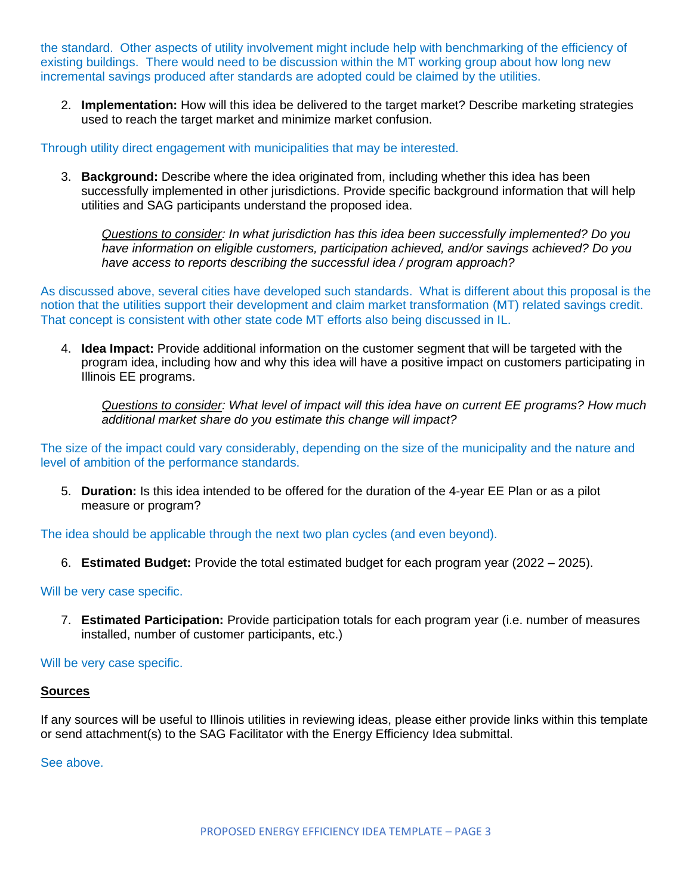the standard. Other aspects of utility involvement might include help with benchmarking of the efficiency of existing buildings. There would need to be discussion within the MT working group about how long new incremental savings produced after standards are adopted could be claimed by the utilities.

2. **Implementation:** How will this idea be delivered to the target market? Describe marketing strategies used to reach the target market and minimize market confusion.

Through utility direct engagement with municipalities that may be interested.

3. **Background:** Describe where the idea originated from, including whether this idea has been successfully implemented in other jurisdictions. Provide specific background information that will help utilities and SAG participants understand the proposed idea.

   *Questions to consider: In what jurisdiction has this idea been successfully implemented? Do you have information on eligible customers, participation achieved, and/or savings achieved? Do you have access to reports describing the successful idea / program approach?*

As discussed above, several cities have developed such standards. What is different about this proposal is the notion that the utilities support their development and claim market transformation (MT) related savings credit. That concept is consistent with other state code MT efforts also being discussed in IL.

4. **Idea Impact:** Provide additional information on the customer segment that will be targeted with the program idea, including how and why this idea will have a positive impact on customers participating in Illinois EE programs.

   *Questions to consider: What level of impact will this idea have on current EE programs? How much additional market share do you estimate this change will impact?*

The size of the impact could vary considerably, depending on the size of the municipality and the nature and level of ambition of the performance standards.

5. **Duration:** Is this idea intended to be offered for the duration of the 4-year EE Plan or as a pilot measure or program?

The idea should be applicable through the next two plan cycles (and even beyond).

6. **Estimated Budget:** Provide the total estimated budget for each program year (2022 – 2025).

Will be very case specific.

7. **Estimated Participation:** Provide participation totals for each program year (i.e. number of measures installed, number of customer participants, etc.)

Will be very case specific.

## Sources

If any sources will be useful to Illinois utilities in reviewing ideas, please either provide links within this template or send attachment(s) to the SAG Facilitator with the Energy Efficiency Idea submittal.

See above.